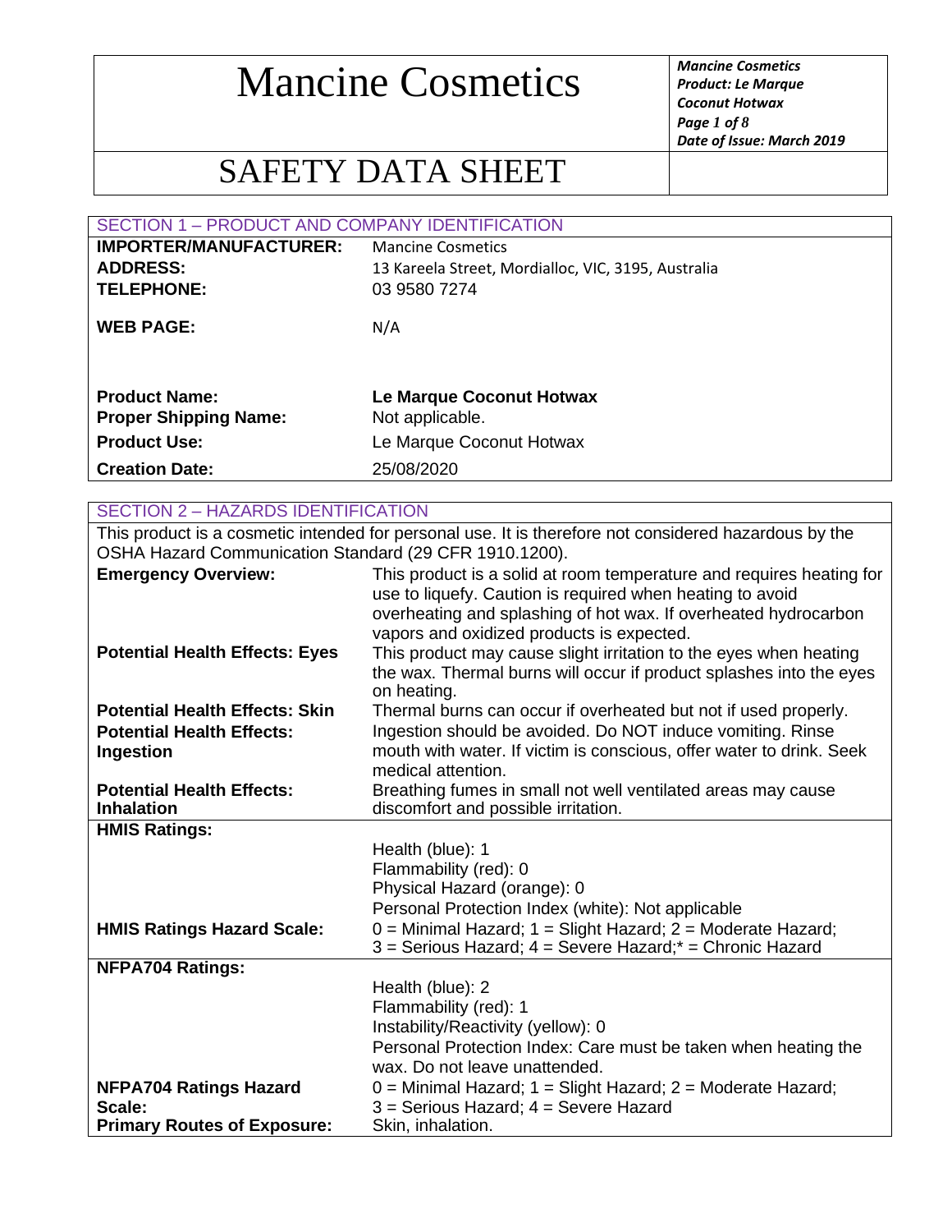# Mancine Cosmetics

*Mancine Cosmetics*
*Product: Le Marque Coconut Hotwax*
*Date of Issue: March 2019*

# SAFETY DATA SHEET

## SECTION 1 – PRODUCT AND COMPANY IDENTIFICATION

| | |
|---|---|
| **IMPORTER/MANUFACTURER:** | Mancine Cosmetics |
| **ADDRESS:** | 13 Kareela Street, Mordialloc, VIC, 3195, Australia |
| **TELEPHONE:** | 03 9580 7274 |
| **WEB PAGE:** | N/A |
| **Product Name:** | **Le Marque Coconut Hotwax** |
| **Proper Shipping Name:** | Not applicable. |
| **Product Use:** | Le Marque Coconut Hotwax |
| **Creation Date:** | 25/08/2020 |

## SECTION 2 – HAZARDS IDENTIFICATION

This product is a cosmetic intended for personal use. It is therefore not considered hazardous by the OSHA Hazard Communication Standard (29 CFR 1910.1200).

| | |
|---|---|
| **Emergency Overview:** | This product is a solid at room temperature and requires heating for use to liquefy. Caution is required when heating to avoid overheating and splashing of hot wax. If overheated hydrocarbon vapors and oxidized products is expected. |
| **Potential Health Effects: Eyes** | This product may cause slight irritation to the eyes when heating the wax. Thermal burns will occur if product splashes into the eyes on heating. |
| **Potential Health Effects: Skin** | Thermal burns can occur if overheated but not if used properly. |
| **Potential Health Effects: Ingestion** | Ingestion should be avoided. Do NOT induce vomiting. Rinse mouth with water. If victim is conscious, offer water to drink. Seek medical attention. |
| **Potential Health Effects: Inhalation** | Breathing fumes in small not well ventilated areas may cause discomfort and possible irritation. |
| **HMIS Ratings:** | Health (blue): 1<br>Flammability (red): 0<br>Physical Hazard (orange): 0<br>Personal Protection Index (white): Not applicable |
| **HMIS Ratings Hazard Scale:** | 0 = Minimal Hazard; 1 = Slight Hazard; 2 = Moderate Hazard; 3 = Serious Hazard; 4 = Severe Hazard;* = Chronic Hazard |
| **NFPA704 Ratings:** | Health (blue): 2<br>Flammability (red): 1<br>Instability/Reactivity (yellow): 0<br>Personal Protection Index: Care must be taken when heating the wax. Do not leave unattended. |
| **NFPA704 Ratings Hazard Scale:** | 0 = Minimal Hazard; 1 = Slight Hazard; 2 = Moderate Hazard; 3 = Serious Hazard; 4 = Severe Hazard |
| **Primary Routes of Exposure:** | Skin, inhalation. |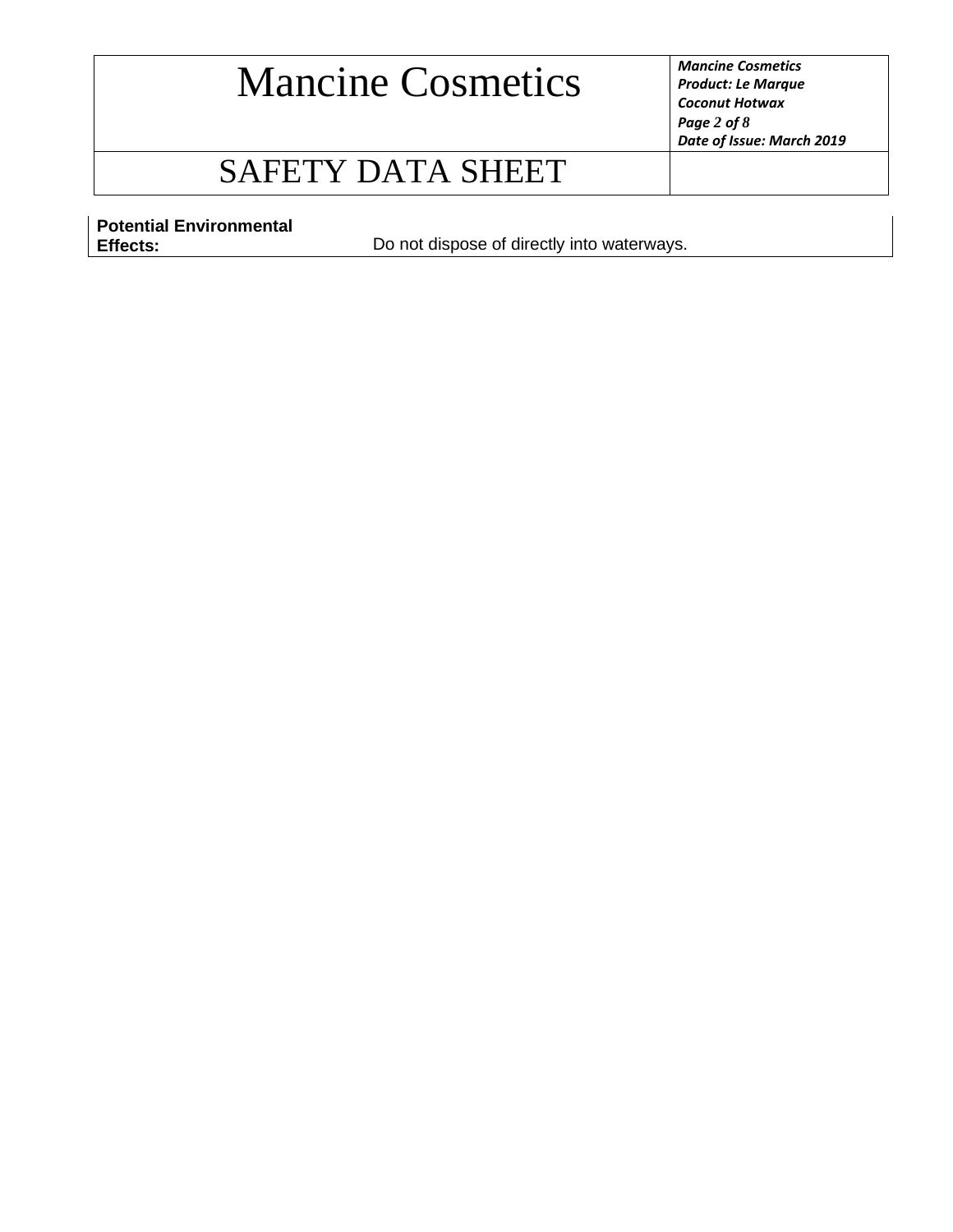| **Potential Environmental Effects:** | Do not dispose of directly into waterways. |
|---|---|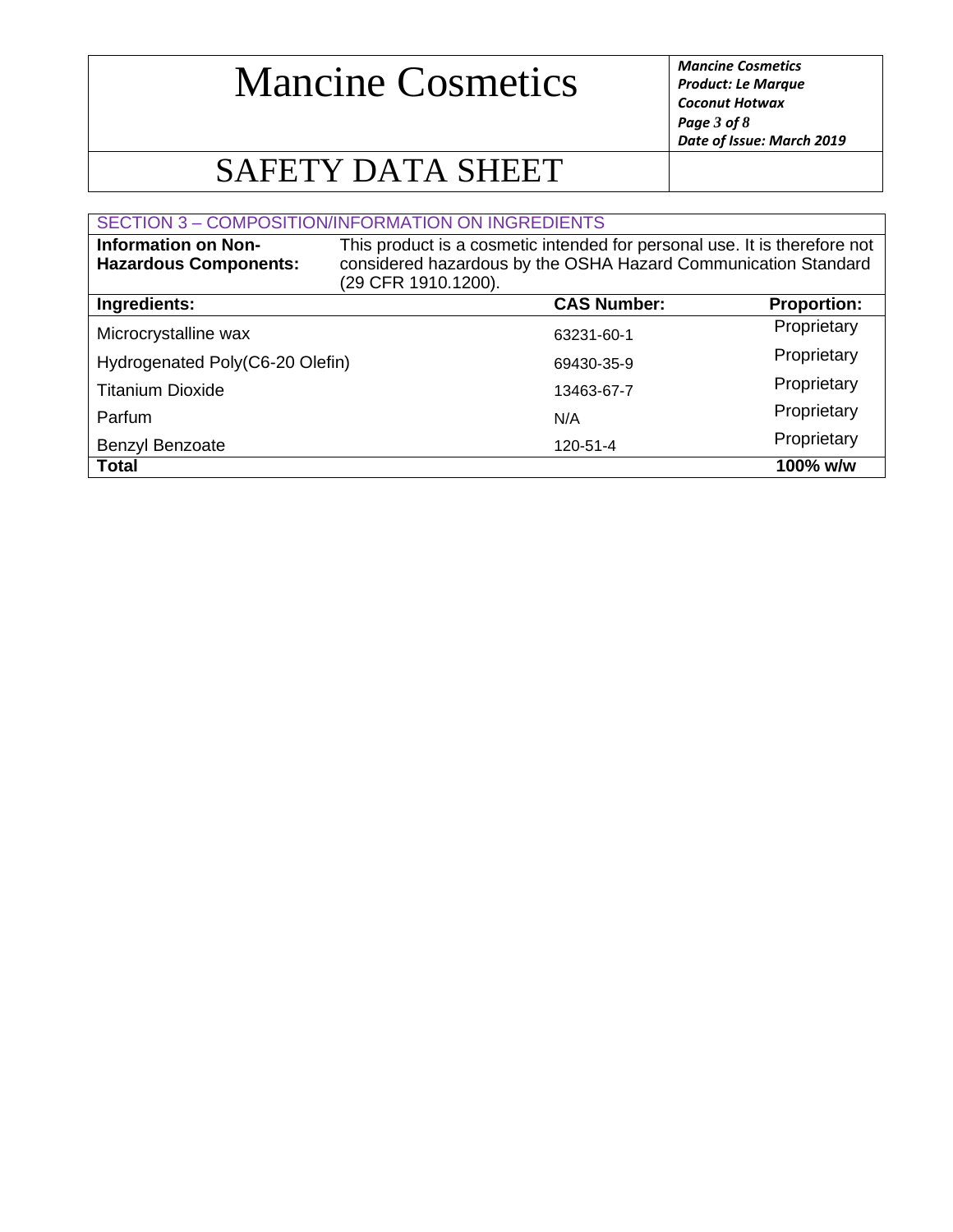## SECTION 3 – COMPOSITION/INFORMATION ON INGREDIENTS

**Information on Non-Hazardous Components:** This product is a cosmetic intended for personal use. It is therefore not considered hazardous by the OSHA Hazard Communication Standard (29 CFR 1910.1200).

| Ingredients: | CAS Number: | Proportion: |
|---|---|---|
| Microcrystalline wax | 63231-60-1 | Proprietary |
| Hydrogenated Poly(C6-20 Olefin) | 69430-35-9 | Proprietary |
| Titanium Dioxide | 13463-67-7 | Proprietary |
| Parfum | N/A | Proprietary |
| Benzyl Benzoate | 120-51-4 | Proprietary |
| **Total** | | **100% w/w** |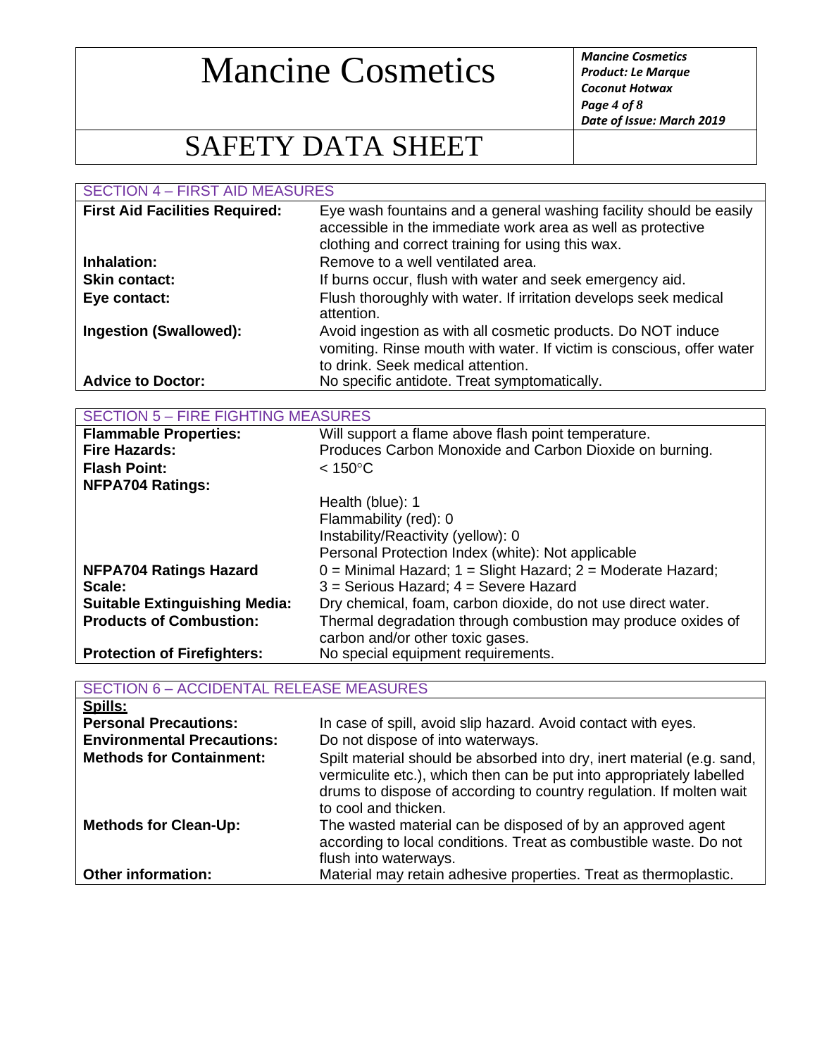## SECTION 4 – FIRST AID MEASURES

| | |
|---|---|
| **First Aid Facilities Required:** | Eye wash fountains and a general washing facility should be easily accessible in the immediate work area as well as protective clothing and correct training for using this wax. |
| **Inhalation:** | Remove to a well ventilated area. |
| **Skin contact:** | If burns occur, flush with water and seek emergency aid. |
| **Eye contact:** | Flush thoroughly with water. If irritation develops seek medical attention. |
| **Ingestion (Swallowed):** | Avoid ingestion as with all cosmetic products. Do NOT induce vomiting. Rinse mouth with water. If victim is conscious, offer water to drink. Seek medical attention. |
| **Advice to Doctor:** | No specific antidote. Treat symptomatically. |

## SECTION 5 – FIRE FIGHTING MEASURES

| | |
|---|---|
| **Flammable Properties:** | Will support a flame above flash point temperature. |
| **Fire Hazards:** | Produces Carbon Monoxide and Carbon Dioxide on burning. |
| **Flash Point:** | < 150°C |
| **NFPA704 Ratings:** | Health (blue): 1<br>Flammability (red): 0<br>Instability/Reactivity (yellow): 0<br>Personal Protection Index (white): Not applicable |
| **NFPA704 Ratings Hazard Scale:** | 0 = Minimal Hazard; 1 = Slight Hazard; 2 = Moderate Hazard; 3 = Serious Hazard; 4 = Severe Hazard |
| **Suitable Extinguishing Media:** | Dry chemical, foam, carbon dioxide, do not use direct water. |
| **Products of Combustion:** | Thermal degradation through combustion may produce oxides of carbon and/or other toxic gases. |
| **Protection of Firefighters:** | No special equipment requirements. |

## SECTION 6 – ACCIDENTAL RELEASE MEASURES

**Spills:**

| | |
|---|---|
| **Personal Precautions:** | In case of spill, avoid slip hazard. Avoid contact with eyes. |
| **Environmental Precautions:** | Do not dispose of into waterways. |
| **Methods for Containment:** | Spilt material should be absorbed into dry, inert material (e.g. sand, vermiculite etc.), which then can be put into appropriately labelled drums to dispose of according to country regulation. If molten wait to cool and thicken. |
| **Methods for Clean-Up:** | The wasted material can be disposed of by an approved agent according to local conditions. Treat as combustible waste. Do not flush into waterways. |
| **Other information:** | Material may retain adhesive properties. Treat as thermoplastic. |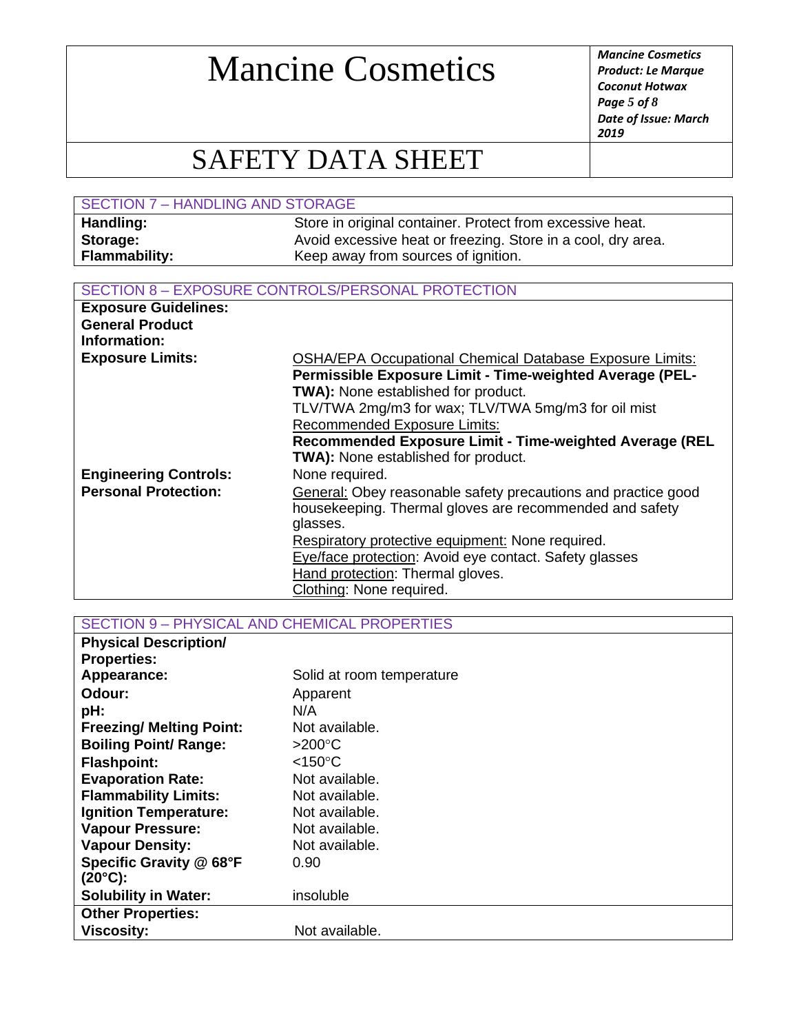## SECTION 7 – HANDLING AND STORAGE

| | |
|---|---|
| **Handling:** | Store in original container. Protect from excessive heat. |
| **Storage:** | Avoid excessive heat or freezing. Store in a cool, dry area. |
| **Flammability:** | Keep away from sources of ignition. |

## SECTION 8 – EXPOSURE CONTROLS/PERSONAL PROTECTION

| | |
|---|---|
| **Exposure Guidelines:** | |
| **General Product Information:** | |
| **Exposure Limits:** | OSHA/EPA Occupational Chemical Database Exposure Limits:<br>**Permissible Exposure Limit - Time-weighted Average (PEL-TWA):** None established for product.<br>TLV/TWA 2mg/m3 for wax; TLV/TWA 5mg/m3 for oil mist<br>Recommended Exposure Limits:<br>**Recommended Exposure Limit - Time-weighted Average (REL TWA):** None established for product. |
| **Engineering Controls:** | None required. |
| **Personal Protection:** | General: Obey reasonable safety precautions and practice good housekeeping. Thermal gloves are recommended and safety glasses.<br>Respiratory protective equipment: None required.<br>Eye/face protection: Avoid eye contact. Safety glasses<br>Hand protection: Thermal gloves.<br>Clothing: None required. |

## SECTION 9 – PHYSICAL AND CHEMICAL PROPERTIES

| | |
|---|---|
| **Physical Description/ Properties:** | |
| **Appearance:** | Solid at room temperature |
| **Odour:** | Apparent |
| **pH:** | N/A |
| **Freezing/ Melting Point:** | Not available. |
| **Boiling Point/ Range:** | >200°C |
| **Flashpoint:** | <150°C |
| **Evaporation Rate:** | Not available. |
| **Flammability Limits:** | Not available. |
| **Ignition Temperature:** | Not available. |
| **Vapour Pressure:** | Not available. |
| **Vapour Density:** | Not available. |
| **Specific Gravity @ 68°F (20°C):** | 0.90 |
| **Solubility in Water:** | insoluble |
| **Other Properties:** | |
| **Viscosity:** | Not available. |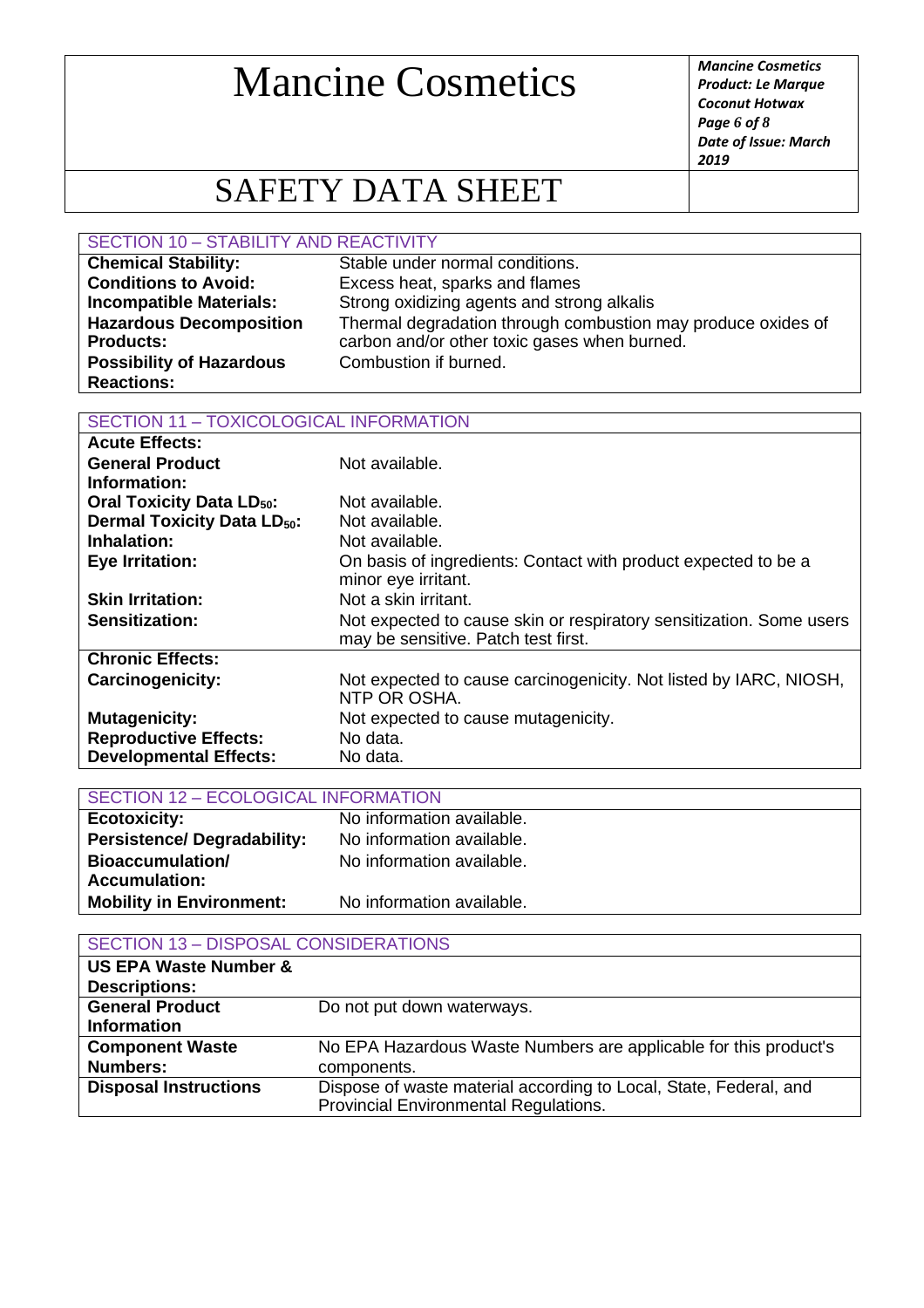## SECTION 10 – STABILITY AND REACTIVITY

| | |
|---|---|
| **Chemical Stability:** | Stable under normal conditions. |
| **Conditions to Avoid:** | Excess heat, sparks and flames |
| **Incompatible Materials:** | Strong oxidizing agents and strong alkalis |
| **Hazardous Decomposition Products:** | Thermal degradation through combustion may produce oxides of carbon and/or other toxic gases when burned. |
| **Possibility of Hazardous Reactions:** | Combustion if burned. |

## SECTION 11 – TOXICOLOGICAL INFORMATION

| | |
|---|---|
| **Acute Effects:** | |
| **General Product Information:** | Not available. |
| **Oral Toxicity Data $LD_{50}$:** | Not available. |
| **Dermal Toxicity Data $LD_{50}$:** | Not available. |
| **Inhalation:** | Not available. |
| **Eye Irritation:** | On basis of ingredients: Contact with product expected to be a minor eye irritant. |
| **Skin Irritation:** | Not a skin irritant. |
| **Sensitization:** | Not expected to cause skin or respiratory sensitization. Some users may be sensitive. Patch test first. |
| **Chronic Effects:** | |
| **Carcinogenicity:** | Not expected to cause carcinogenicity. Not listed by IARC, NIOSH, NTP OR OSHA. |
| **Mutagenicity:** | Not expected to cause mutagenicity. |
| **Reproductive Effects:** | No data. |
| **Developmental Effects:** | No data. |

## SECTION 12 – ECOLOGICAL INFORMATION

| | |
|---|---|
| **Ecotoxicity:** | No information available. |
| **Persistence/ Degradability:** | No information available. |
| **Bioaccumulation/ Accumulation:** | No information available. |
| **Mobility in Environment:** | No information available. |

## SECTION 13 – DISPOSAL CONSIDERATIONS

| | |
|---|---|
| **US EPA Waste Number & Descriptions:** | |
| **General Product Information** | Do not put down waterways. |
| **Component Waste Numbers:** | No EPA Hazardous Waste Numbers are applicable for this product's components. |
| **Disposal Instructions** | Dispose of waste material according to Local, State, Federal, and Provincial Environmental Regulations. |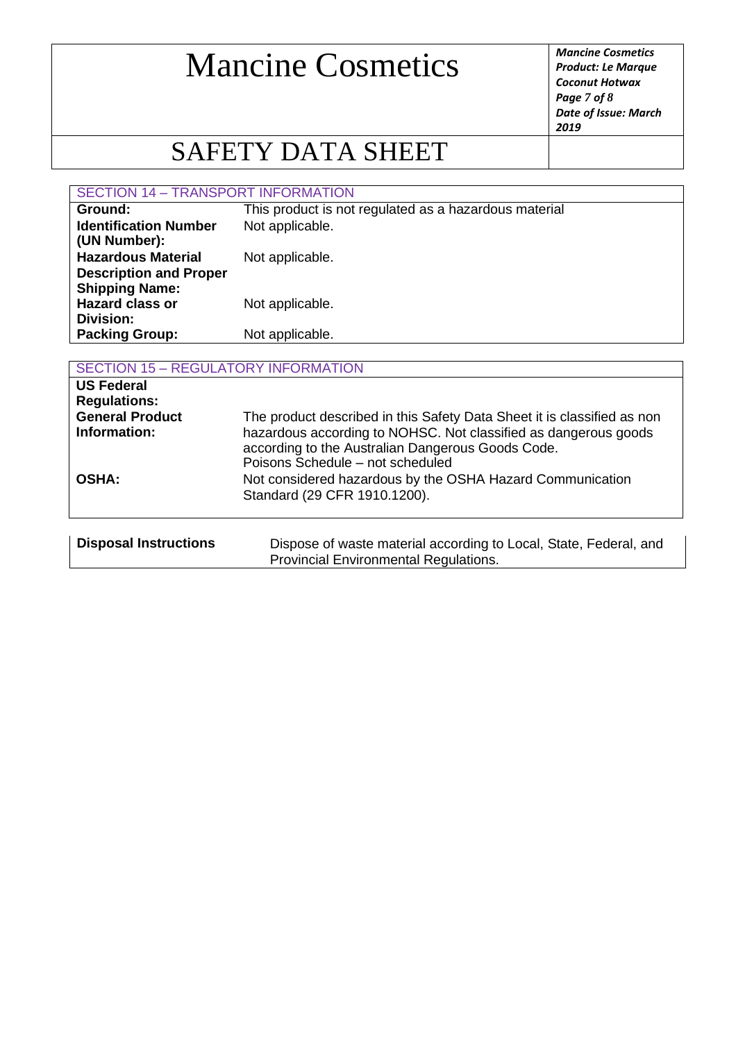## SECTION 14 – TRANSPORT INFORMATION

| | |
|---|---|
| **Ground:** | This product is not regulated as a hazardous material |
| **Identification Number (UN Number):** | Not applicable. |
| **Hazardous Material Description and Proper Shipping Name:** | Not applicable. |
| **Hazard class or Division:** | Not applicable. |
| **Packing Group:** | Not applicable. |

## SECTION 15 – REGULATORY INFORMATION

| | |
|---|---|
| **US Federal Regulations:** | |
| **General Product Information:** | The product described in this Safety Data Sheet it is classified as non hazardous according to NOHSC. Not classified as dangerous goods according to the Australian Dangerous Goods Code. Poisons Schedule – not scheduled |
| **OSHA:** | Not considered hazardous by the OSHA Hazard Communication Standard (29 CFR 1910.1200). |

| | |
|---|---|
| **Disposal Instructions** | Dispose of waste material according to Local, State, Federal, and Provincial Environmental Regulations. |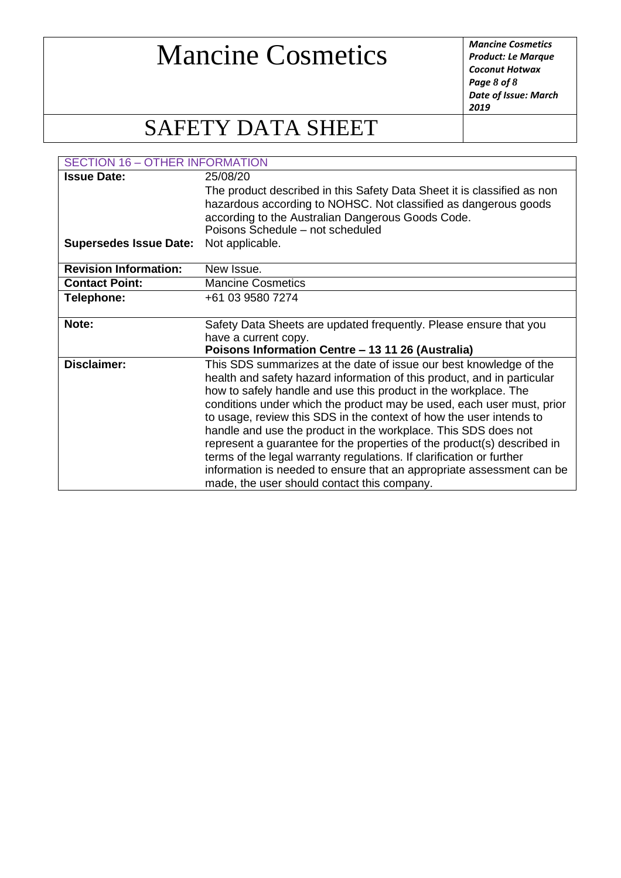# Mancine Cosmetics

# SAFETY DATA SHEET

| SECTION 16 – OTHER INFORMATION | |
|---|---|
| **Issue Date:** | 25/08/20<br>The product described in this Safety Data Sheet it is classified as non hazardous according to NOHSC. Not classified as dangerous goods according to the Australian Dangerous Goods Code.<br>Poisons Schedule – not scheduled |
| **Supersedes Issue Date:** | Not applicable. |
| **Revision Information:** | New Issue. |
| **Contact Point:** | Mancine Cosmetics |
| **Telephone:** | +61 03 9580 7274 |
| **Note:** | Safety Data Sheets are updated frequently. Please ensure that you have a current copy.<br>**Poisons Information Centre – 13 11 26 (Australia)** |
| **Disclaimer:** | This SDS summarizes at the date of issue our best knowledge of the health and safety hazard information of this product, and in particular how to safely handle and use this product in the workplace. The conditions under which the product may be used, each user must, prior to usage, review this SDS in the context of how the user intends to handle and use the product in the workplace. This SDS does not represent a guarantee for the properties of the product(s) described in terms of the legal warranty regulations. If clarification or further information is needed to ensure that an appropriate assessment can be made, the user should contact this company. |